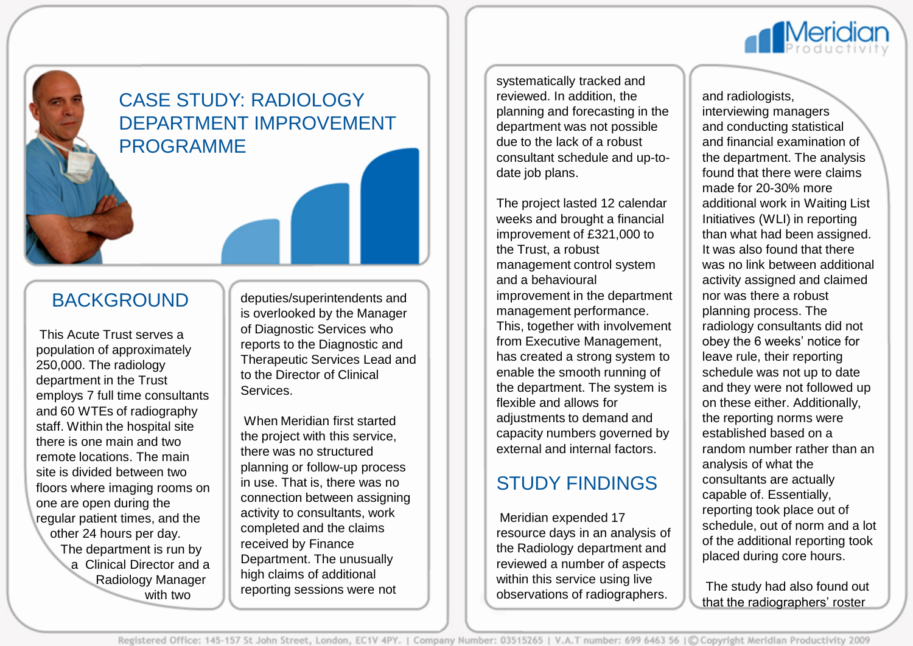# CASE STUDY: RADIOLOGY DEPARTMENT IMPROVEMENT PROGRAMME

## BACKGROUND

This Acute Trust serves a population of approximately 250,000. The radiology department in the Trust employs 7 full time consultants and 60 WTEs of radiography staff. Within the hospital site there is one main and two remote locations. The main site is divided between two floors where imaging rooms on one are open during the regular patient times, and the other 24 hours per day. The department is run by a Clinical Director and a Radiology Manager with two deputies/superintendents and is overlooked by the Manager of Diagnostic Services who reports to the Diagnostic and Therapeutic Services Lead and to the Director of Clinical Services.

When Meridian first started the project with this service, there was no structured planning or follow-up process in use. That is, there was no connection between assigning activity to consultants, work completed and the claims received by Finance Department. The unusually high claims of additional reporting sessions were not systematically tracked and reviewed. In addition, the planning and forecasting in the department was not possible due to the lack of a robust consultant schedule and up-to-date job plans.

The project lasted 12 calendar weeks and brought a financial improvement of £321,000 to the Trust, a robust management control system and a behavioural improvement in the department management performance. This, together with involvement from Executive Management, has created a strong system to enable the smooth running of the department. The system is flexible and allows for adjustments to demand and capacity numbers governed by external and internal factors.

## STUDY FINDINGS

Meridian expended 17 resource days in an analysis of the Radiology department and reviewed a number of aspects within this service using live observations of radiographers and radiologists, interviewing managers and conducting statistical and financial examination of the department. The analysis found that there were claims made for 20-30% more additional work in Waiting List Initiatives (WLI) in reporting than what had been assigned. It was also found that there was no link between additional activity assigned and claimed nor was there a robust planning process. The radiology consultants did not obey the 6 weeks' notice for leave rule, their reporting schedule was not up to date and they were not followed up on these either. Additionally, the reporting norms were established based on a random number rather than an analysis of what the consultants are actually capable of. Essentially, reporting took place out of schedule, out of norm and a lot of the additional reporting took placed during core hours.

The study had also found out that the radiographers' roster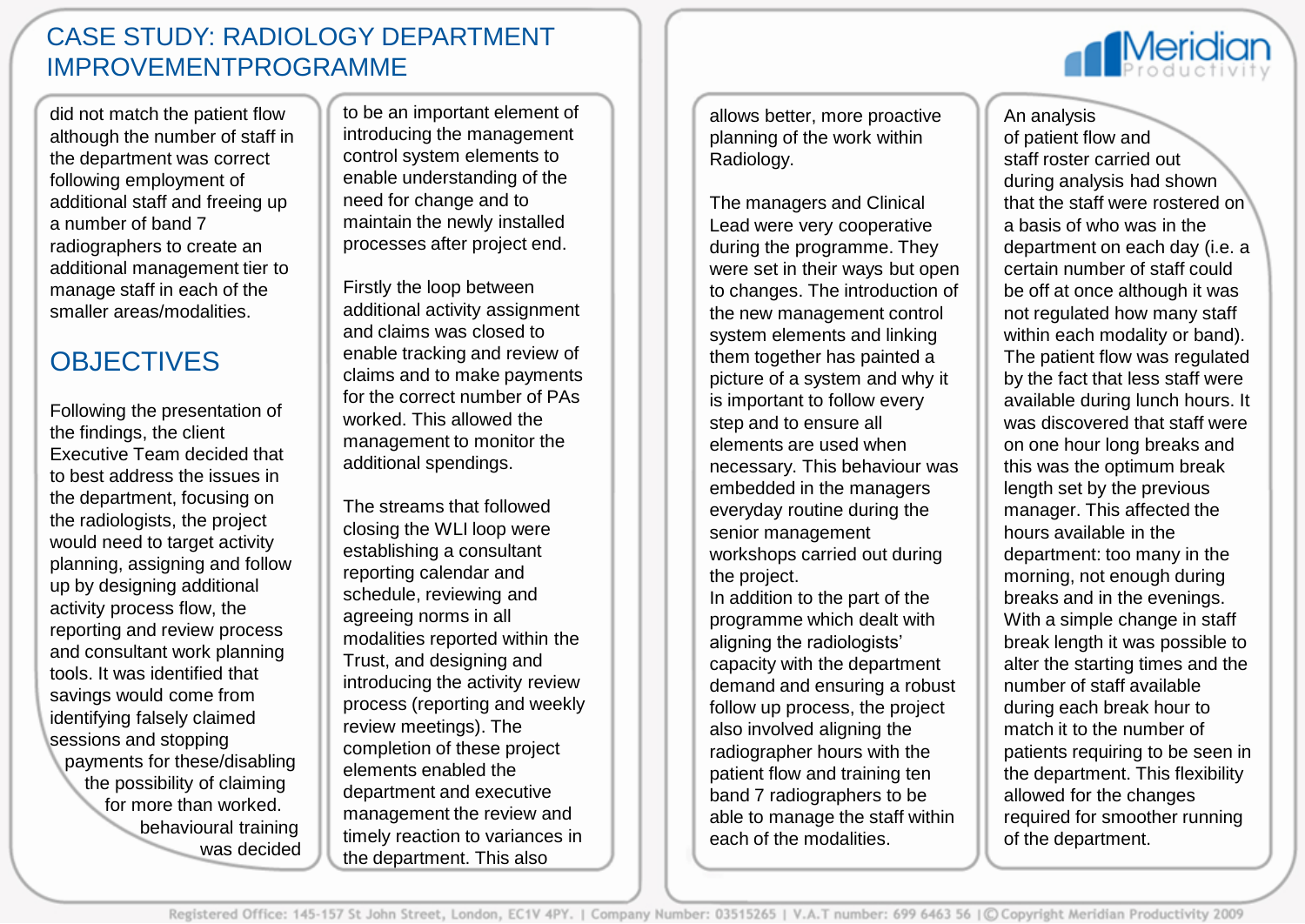# CASE STUDY: RADIOLOGY DEPARTMENT IMPROVEMENTPROGRAMME

did not match the patient flow although the number of staff in the department was correct following employment of additional staff and freeing up a number of band 7 radiographers to create an additional management tier to manage staff in each of the smaller areas/modalities.

## OBJECTIVES

Following the presentation of the findings, the client Executive Team decided that to best address the issues in the department, focusing on the radiologists, the project would need to target activity planning, assigning and follow up by designing additional activity process flow, the reporting and review process and consultant work planning tools. It was identified that savings would come from identifying falsely claimed sessions and stopping payments for these/disabling the possibility of claiming for more than worked. behavioural training was decided to be an important element of introducing the management control system elements to enable understanding of the need for change and to maintain the newly installed processes after project end.

Firstly the loop between additional activity assignment and claims was closed to enable tracking and review of claims and to make payments for the correct number of PAs worked. This allowed the management to monitor the additional spendings.

The streams that followed closing the WLI loop were establishing a consultant reporting calendar and schedule, reviewing and agreeing norms in all modalities reported within the Trust, and designing and introducing the activity review process (reporting and weekly review meetings). The completion of these project elements enabled the department and executive management the review and timely reaction to variances in the department. This also allows better, more proactive planning of the work within Radiology.

The managers and Clinical Lead were very cooperative during the programme. They were set in their ways but open to changes. The introduction of the new management control system elements and linking them together has painted a picture of a system and why it is important to follow every step and to ensure all elements are used when necessary. This behaviour was embedded in the managers everyday routine during the senior management workshops carried out during the project.
In addition to the part of the programme which dealt with aligning the radiologists' capacity with the department demand and ensuring a robust follow up process, the project also involved aligning the radiographer hours with the patient flow and training ten band 7 radiographers to be able to manage the staff within each of the modalities.

An analysis of patient flow and staff roster carried out during analysis had shown that the staff were rostered on a basis of who was in the department on each day (i.e. a certain number of staff could be off at once although it was not regulated how many staff within each modality or band). The patient flow was regulated by the fact that less staff were available during lunch hours. It was discovered that staff were on one hour long breaks and this was the optimum break length set by the previous manager. This affected the hours available in the department: too many in the morning, not enough during breaks and in the evenings. With a simple change in staff break length it was possible to alter the starting times and the number of staff available during each break hour to match it to the number of patients requiring to be seen in the department. This flexibility allowed for the changes required for smoother running of the department.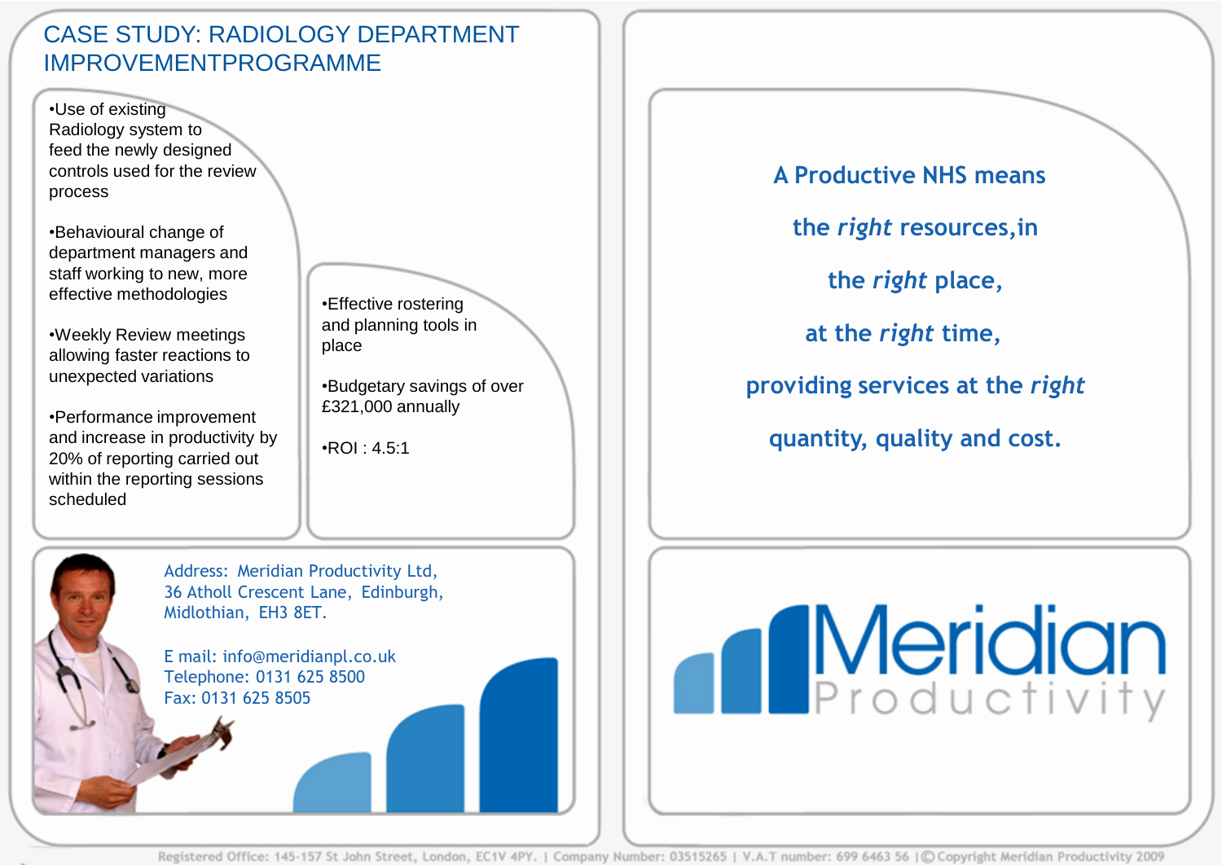# CASE STUDY: RADIOLOGY DEPARTMENT IMPROVEMENTPROGRAMME

- Use of existing Radiology system to feed the newly designed controls used for the review process
- Behavioural change of department managers and staff working to new, more effective methodologies
- Weekly Review meetings allowing faster reactions to unexpected variations
- Performance improvement and increase in productivity by 20% of reporting carried out within the reporting sessions scheduled

- Effective rostering and planning tools in place
- Budgetary savings of over £321,000 annually
- ROI : 4.5:1

Address: Meridian Productivity Ltd,
36 Atholl Crescent Lane, Edinburgh,
Midlothian, EH3 8ET.

E mail: info@meridianpl.co.uk
Telephone: 0131 625 8500
Fax: 0131 625 8505

**A Productive NHS means**

**the *right* resources,in**

**the *right* place,**

**at the *right* time,**

**providing services at the *right***

**quantity, quality and cost.**

Meridian Productivity

Registered Office: 145-157 St John Street, London, EC1V 4PY. | Company Number: 03515265 | V.A.T number: 699 6463 56 | © Copyright Meridian Productivity 2009